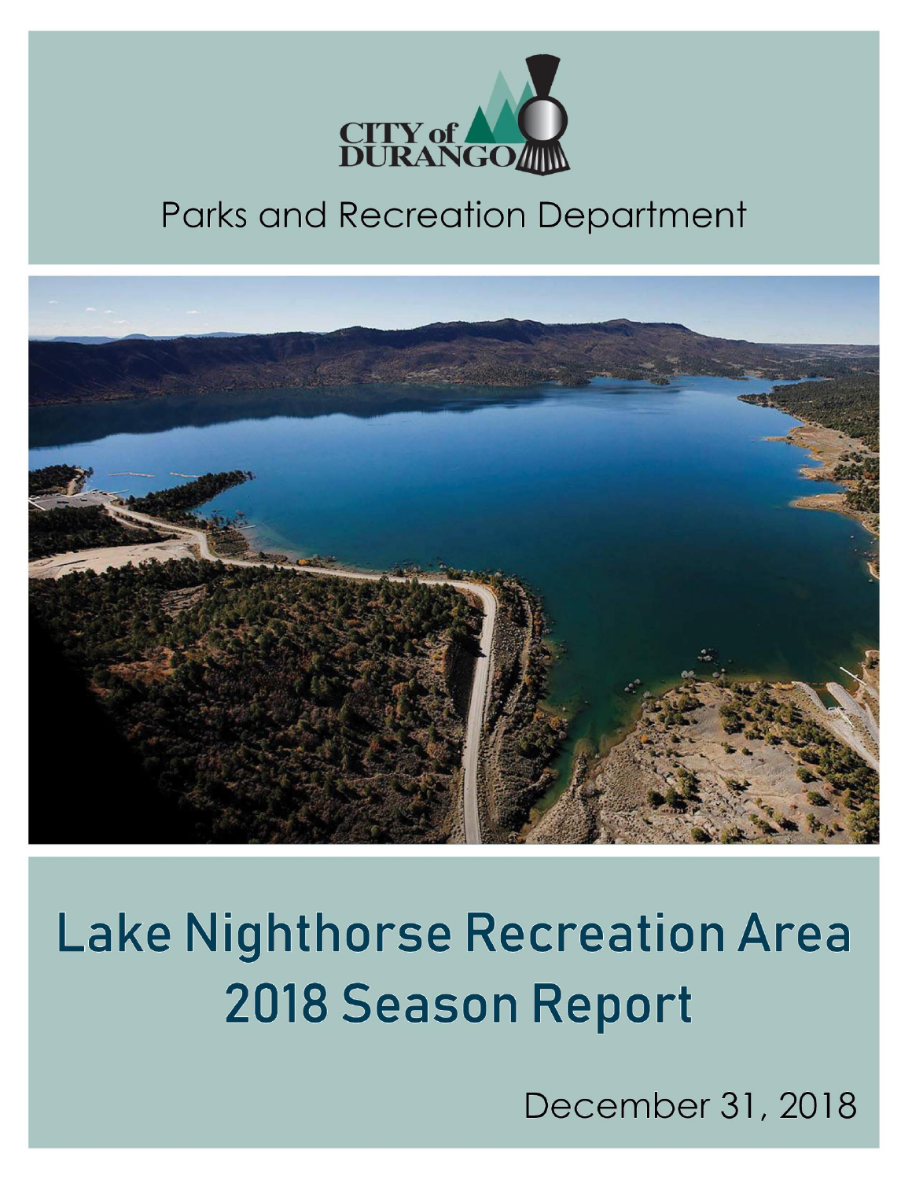CITY of DURANGO

Parks and Recreation Department

# Lake Nighthorse Recreation Area 2018 Season Report

December 31, 2018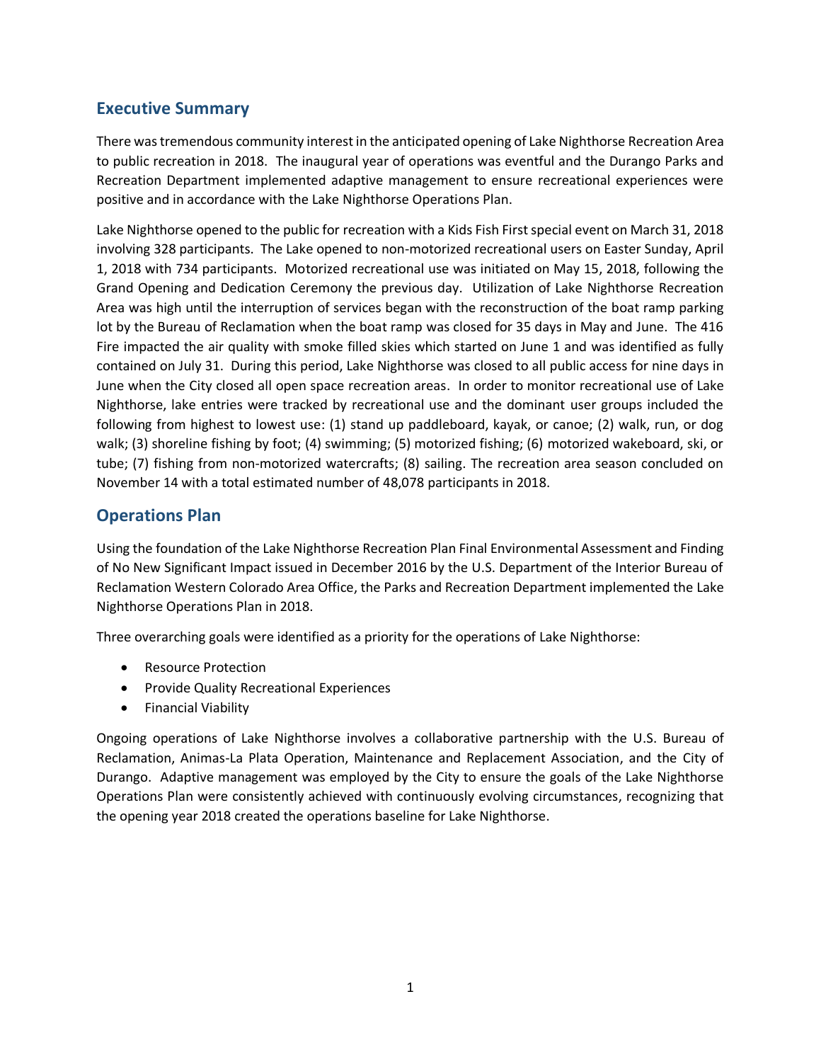## Executive Summary

There was tremendous community interest in the anticipated opening of Lake Nighthorse Recreation Area to public recreation in 2018. The inaugural year of operations was eventful and the Durango Parks and Recreation Department implemented adaptive management to ensure recreational experiences were positive and in accordance with the Lake Nighthorse Operations Plan.

Lake Nighthorse opened to the public for recreation with a Kids Fish First special event on March 31, 2018 involving 328 participants. The Lake opened to non-motorized recreational users on Easter Sunday, April 1, 2018 with 734 participants. Motorized recreational use was initiated on May 15, 2018, following the Grand Opening and Dedication Ceremony the previous day. Utilization of Lake Nighthorse Recreation Area was high until the interruption of services began with the reconstruction of the boat ramp parking lot by the Bureau of Reclamation when the boat ramp was closed for 35 days in May and June. The 416 Fire impacted the air quality with smoke filled skies which started on June 1 and was identified as fully contained on July 31. During this period, Lake Nighthorse was closed to all public access for nine days in June when the City closed all open space recreation areas. In order to monitor recreational use of Lake Nighthorse, lake entries were tracked by recreational use and the dominant user groups included the following from highest to lowest use: (1) stand up paddleboard, kayak, or canoe; (2) walk, run, or dog walk; (3) shoreline fishing by foot; (4) swimming; (5) motorized fishing; (6) motorized wakeboard, ski, or tube; (7) fishing from non-motorized watercrafts; (8) sailing. The recreation area season concluded on November 14 with a total estimated number of 48,078 participants in 2018.

## Operations Plan

Using the foundation of the Lake Nighthorse Recreation Plan Final Environmental Assessment and Finding of No New Significant Impact issued in December 2016 by the U.S. Department of the Interior Bureau of Reclamation Western Colorado Area Office, the Parks and Recreation Department implemented the Lake Nighthorse Operations Plan in 2018.

Three overarching goals were identified as a priority for the operations of Lake Nighthorse:

- Resource Protection
- Provide Quality Recreational Experiences
- Financial Viability

Ongoing operations of Lake Nighthorse involves a collaborative partnership with the U.S. Bureau of Reclamation, Animas-La Plata Operation, Maintenance and Replacement Association, and the City of Durango. Adaptive management was employed by the City to ensure the goals of the Lake Nighthorse Operations Plan were consistently achieved with continuously evolving circumstances, recognizing that the opening year 2018 created the operations baseline for Lake Nighthorse.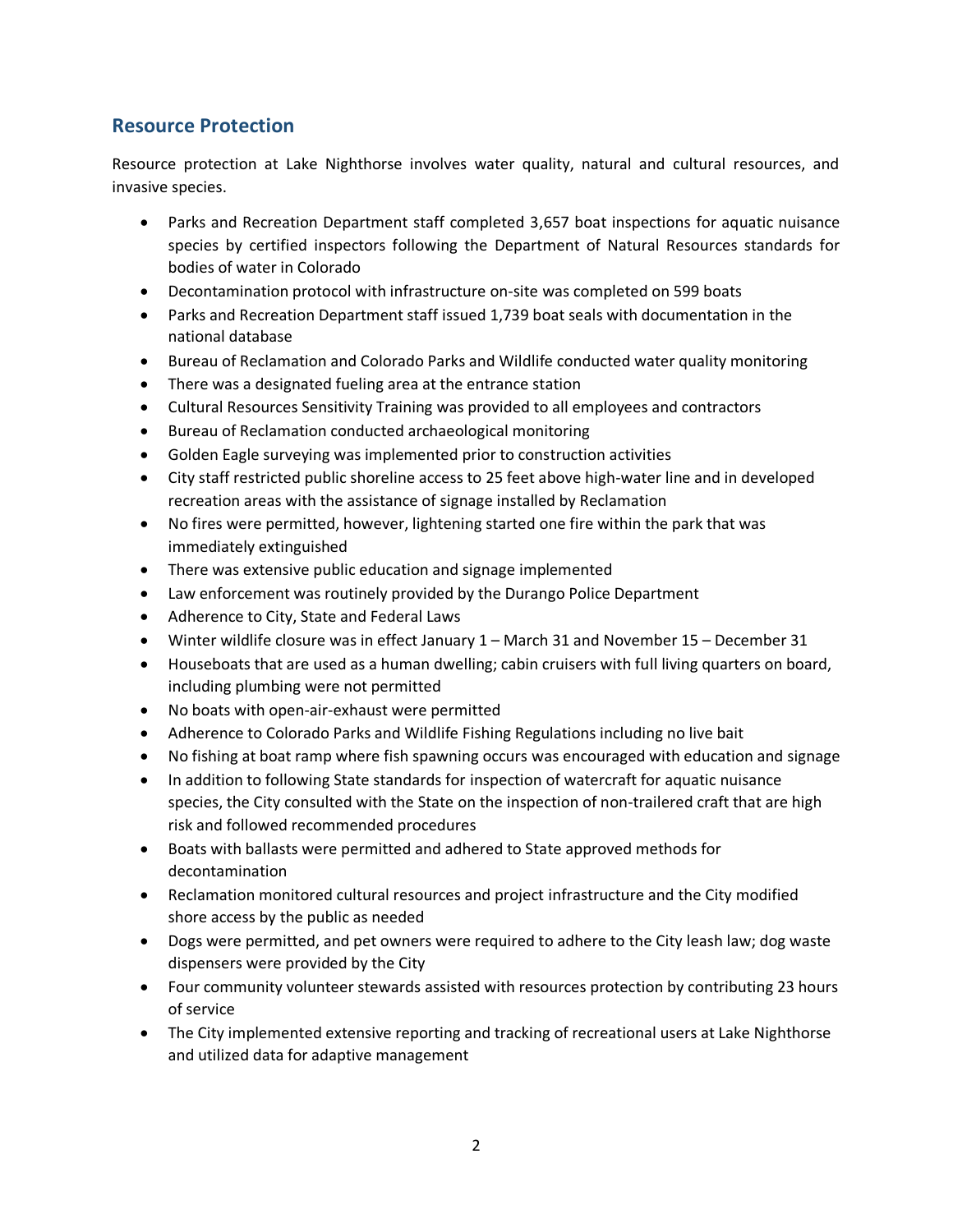## Resource Protection

Resource protection at Lake Nighthorse involves water quality, natural and cultural resources, and invasive species.

- Parks and Recreation Department staff completed 3,657 boat inspections for aquatic nuisance species by certified inspectors following the Department of Natural Resources standards for bodies of water in Colorado
- Decontamination protocol with infrastructure on-site was completed on 599 boats
- Parks and Recreation Department staff issued 1,739 boat seals with documentation in the national database
- Bureau of Reclamation and Colorado Parks and Wildlife conducted water quality monitoring
- There was a designated fueling area at the entrance station
- Cultural Resources Sensitivity Training was provided to all employees and contractors
- Bureau of Reclamation conducted archaeological monitoring
- Golden Eagle surveying was implemented prior to construction activities
- City staff restricted public shoreline access to 25 feet above high-water line and in developed recreation areas with the assistance of signage installed by Reclamation
- No fires were permitted, however, lightening started one fire within the park that was immediately extinguished
- There was extensive public education and signage implemented
- Law enforcement was routinely provided by the Durango Police Department
- Adherence to City, State and Federal Laws
- Winter wildlife closure was in effect January 1 – March 31 and November 15 – December 31
- Houseboats that are used as a human dwelling; cabin cruisers with full living quarters on board, including plumbing were not permitted
- No boats with open-air-exhaust were permitted
- Adherence to Colorado Parks and Wildlife Fishing Regulations including no live bait
- No fishing at boat ramp where fish spawning occurs was encouraged with education and signage
- In addition to following State standards for inspection of watercraft for aquatic nuisance species, the City consulted with the State on the inspection of non-trailered craft that are high risk and followed recommended procedures
- Boats with ballasts were permitted and adhered to State approved methods for decontamination
- Reclamation monitored cultural resources and project infrastructure and the City modified shore access by the public as needed
- Dogs were permitted, and pet owners were required to adhere to the City leash law; dog waste dispensers were provided by the City
- Four community volunteer stewards assisted with resources protection by contributing 23 hours of service
- The City implemented extensive reporting and tracking of recreational users at Lake Nighthorse and utilized data for adaptive management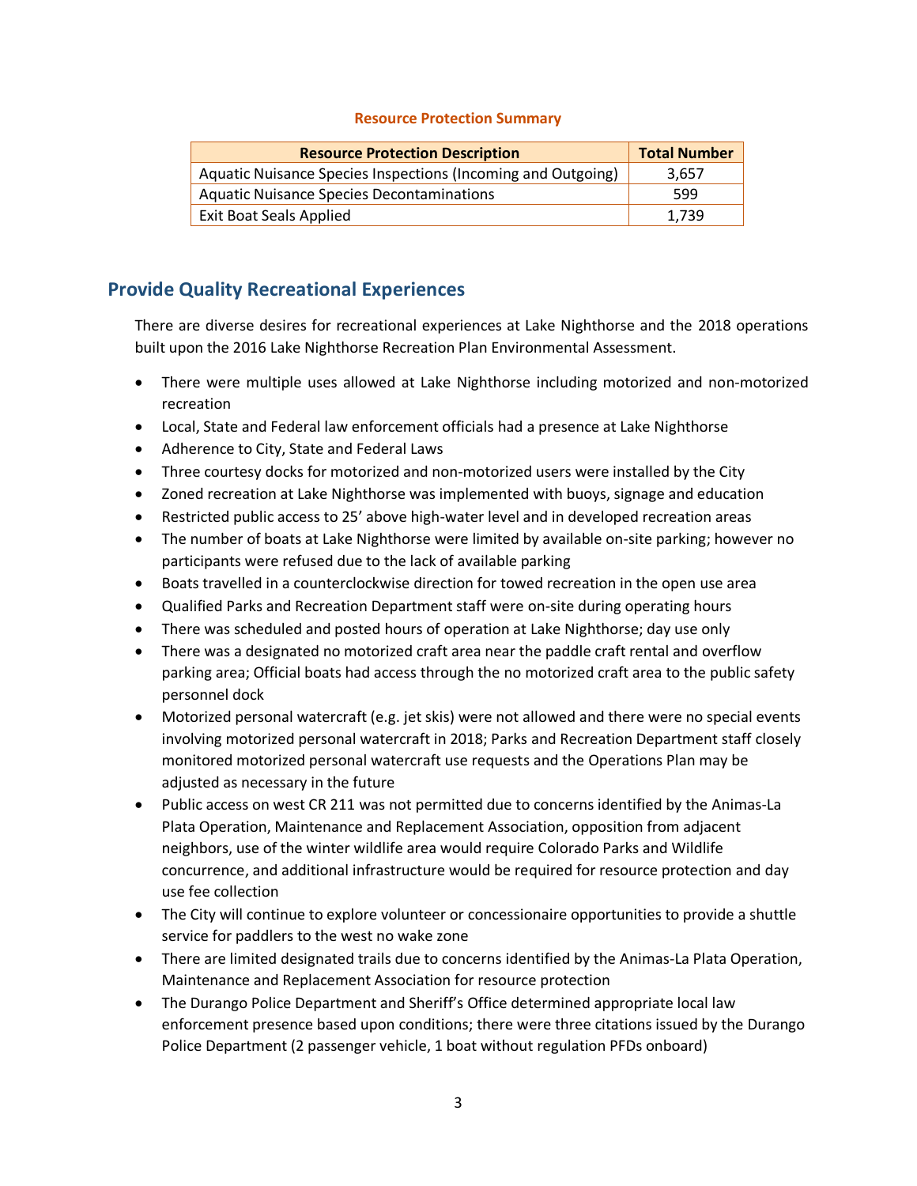**Resource Protection Summary**

| Resource Protection Description | Total Number |
| --- | --- |
| Aquatic Nuisance Species Inspections (Incoming and Outgoing) | 3,657 |
| Aquatic Nuisance Species Decontaminations | 599 |
| Exit Boat Seals Applied | 1,739 |

## Provide Quality Recreational Experiences

There are diverse desires for recreational experiences at Lake Nighthorse and the 2018 operations built upon the 2016 Lake Nighthorse Recreation Plan Environmental Assessment.

- There were multiple uses allowed at Lake Nighthorse including motorized and non-motorized recreation
- Local, State and Federal law enforcement officials had a presence at Lake Nighthorse
- Adherence to City, State and Federal Laws
- Three courtesy docks for motorized and non-motorized users were installed by the City
- Zoned recreation at Lake Nighthorse was implemented with buoys, signage and education
- Restricted public access to 25' above high-water level and in developed recreation areas
- The number of boats at Lake Nighthorse were limited by available on-site parking; however no participants were refused due to the lack of available parking
- Boats travelled in a counterclockwise direction for towed recreation in the open use area
- Qualified Parks and Recreation Department staff were on-site during operating hours
- There was scheduled and posted hours of operation at Lake Nighthorse; day use only
- There was a designated no motorized craft area near the paddle craft rental and overflow parking area; Official boats had access through the no motorized craft area to the public safety personnel dock
- Motorized personal watercraft (e.g. jet skis) were not allowed and there were no special events involving motorized personal watercraft in 2018; Parks and Recreation Department staff closely monitored motorized personal watercraft use requests and the Operations Plan may be adjusted as necessary in the future
- Public access on west CR 211 was not permitted due to concerns identified by the Animas-La Plata Operation, Maintenance and Replacement Association, opposition from adjacent neighbors, use of the winter wildlife area would require Colorado Parks and Wildlife concurrence, and additional infrastructure would be required for resource protection and day use fee collection
- The City will continue to explore volunteer or concessionaire opportunities to provide a shuttle service for paddlers to the west no wake zone
- There are limited designated trails due to concerns identified by the Animas-La Plata Operation, Maintenance and Replacement Association for resource protection
- The Durango Police Department and Sheriff's Office determined appropriate local law enforcement presence based upon conditions; there were three citations issued by the Durango Police Department (2 passenger vehicle, 1 boat without regulation PFDs onboard)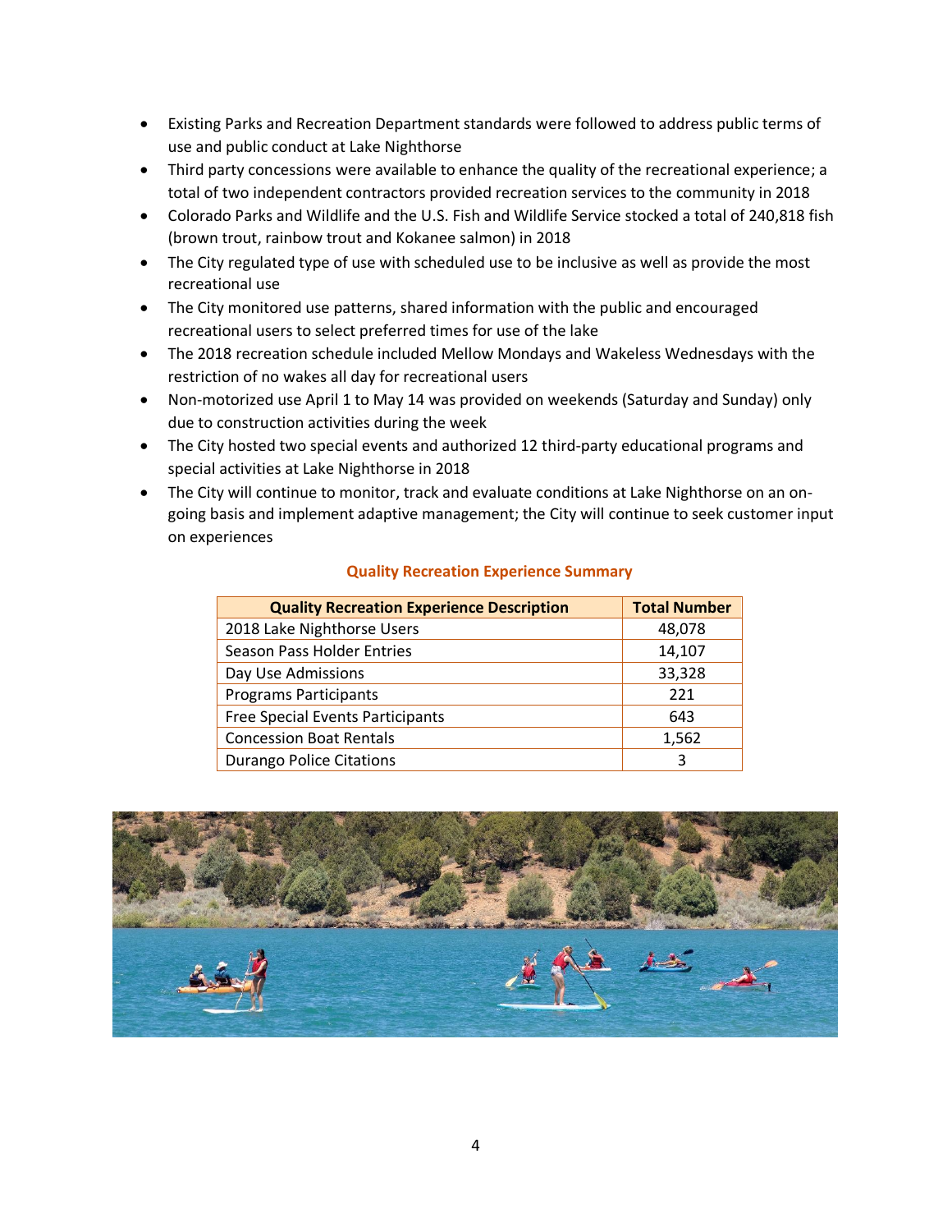- Existing Parks and Recreation Department standards were followed to address public terms of use and public conduct at Lake Nighthorse
- Third party concessions were available to enhance the quality of the recreational experience; a total of two independent contractors provided recreation services to the community in 2018
- Colorado Parks and Wildlife and the U.S. Fish and Wildlife Service stocked a total of 240,818 fish (brown trout, rainbow trout and Kokanee salmon) in 2018
- The City regulated type of use with scheduled use to be inclusive as well as provide the most recreational use
- The City monitored use patterns, shared information with the public and encouraged recreational users to select preferred times for use of the lake
- The 2018 recreation schedule included Mellow Mondays and Wakeless Wednesdays with the restriction of no wakes all day for recreational users
- Non-motorized use April 1 to May 14 was provided on weekends (Saturday and Sunday) only due to construction activities during the week
- The City hosted two special events and authorized 12 third-party educational programs and special activities at Lake Nighthorse in 2018
- The City will continue to monitor, track and evaluate conditions at Lake Nighthorse on an on-going basis and implement adaptive management; the City will continue to seek customer input on experiences

**Quality Recreation Experience Summary**

| Quality Recreation Experience Description | Total Number |
|---|---|
| 2018 Lake Nighthorse Users | 48,078 |
| Season Pass Holder Entries | 14,107 |
| Day Use Admissions | 33,328 |
| Programs Participants | 221 |
| Free Special Events Participants | 643 |
| Concession Boat Rentals | 1,562 |
| Durango Police Citations | 3 |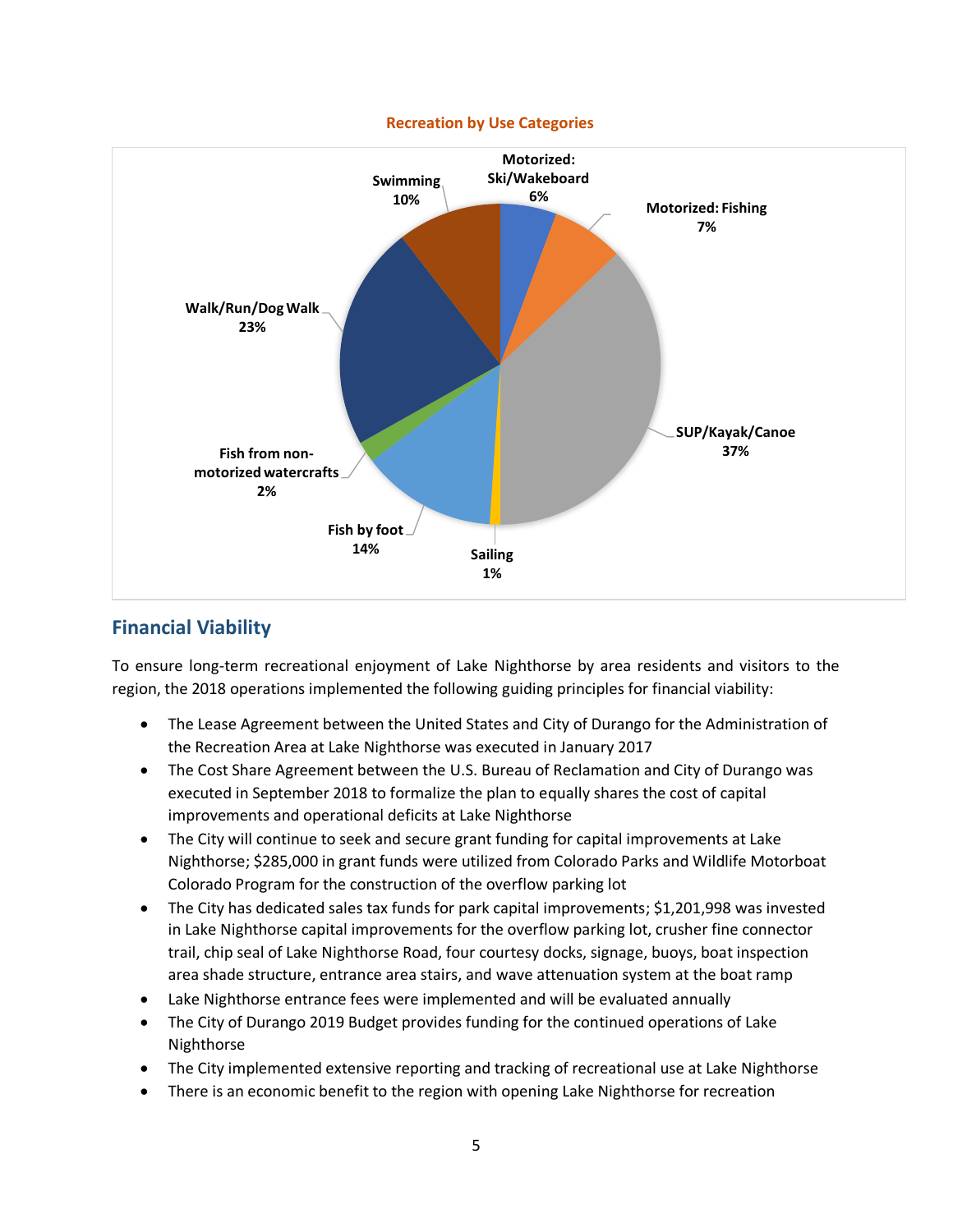**Recreation by Use Categories**

| Category | Percentage |
| --- | --- |
| Motorized: Ski/Wakeboard | 6% |
| Motorized: Fishing | 7% |
| SUP/Kayak/Canoe | 37% |
| Sailing | 1% |
| Fish by foot | 14% |
| Fish from non-motorized watercrafts | 2% |
| Walk/Run/Dog Walk | 23% |
| Swimming | 10% |

## Financial Viability

To ensure long-term recreational enjoyment of Lake Nighthorse by area residents and visitors to the region, the 2018 operations implemented the following guiding principles for financial viability:

- The Lease Agreement between the United States and City of Durango for the Administration of the Recreation Area at Lake Nighthorse was executed in January 2017
- The Cost Share Agreement between the U.S. Bureau of Reclamation and City of Durango was executed in September 2018 to formalize the plan to equally shares the cost of capital improvements and operational deficits at Lake Nighthorse
- The City will continue to seek and secure grant funding for capital improvements at Lake Nighthorse; $285,000 in grant funds were utilized from Colorado Parks and Wildlife Motorboat Colorado Program for the construction of the overflow parking lot
- The City has dedicated sales tax funds for park capital improvements; $1,201,998 was invested in Lake Nighthorse capital improvements for the overflow parking lot, crusher fine connector trail, chip seal of Lake Nighthorse Road, four courtesy docks, signage, buoys, boat inspection area shade structure, entrance area stairs, and wave attenuation system at the boat ramp
- Lake Nighthorse entrance fees were implemented and will be evaluated annually
- The City of Durango 2019 Budget provides funding for the continued operations of Lake Nighthorse
- The City implemented extensive reporting and tracking of recreational use at Lake Nighthorse
- There is an economic benefit to the region with opening Lake Nighthorse for recreation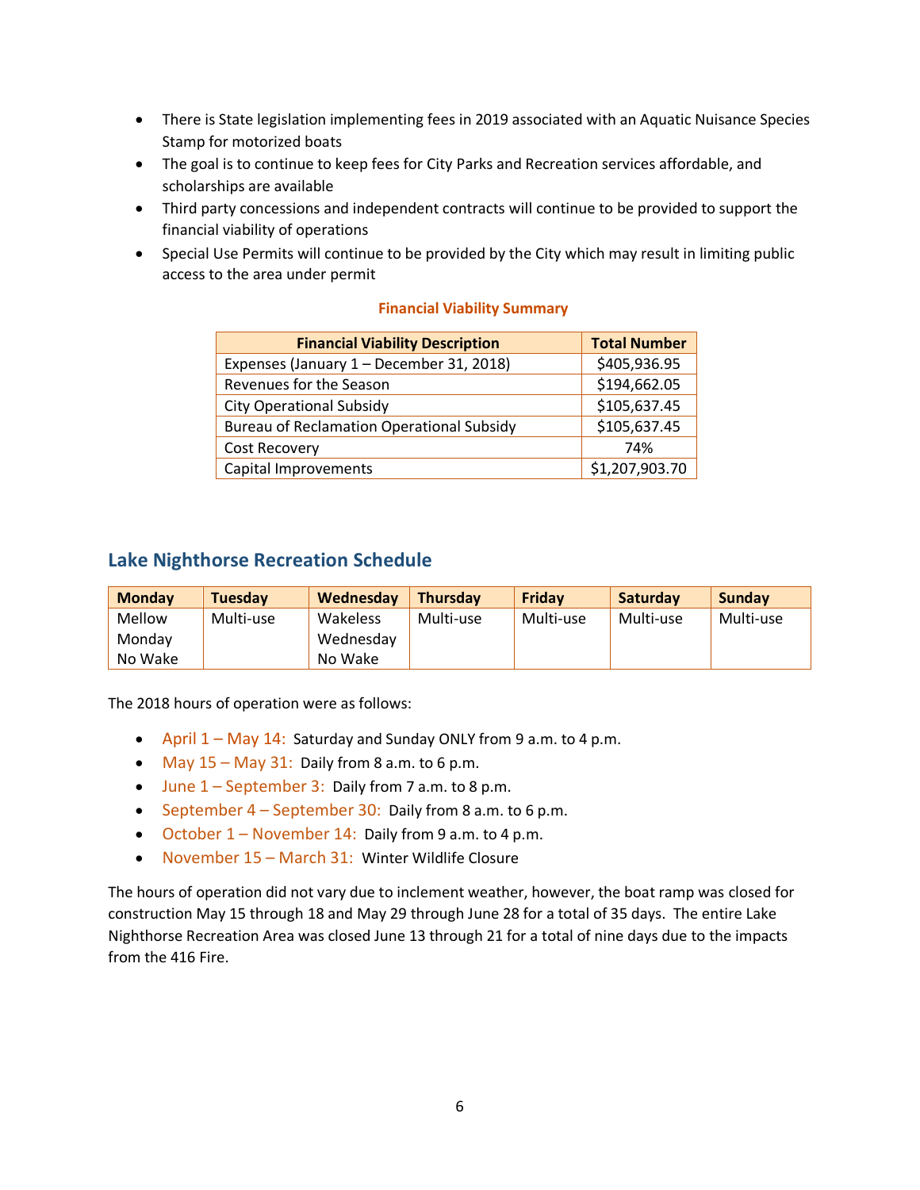- There is State legislation implementing fees in 2019 associated with an Aquatic Nuisance Species Stamp for motorized boats
- The goal is to continue to keep fees for City Parks and Recreation services affordable, and scholarships are available
- Third party concessions and independent contracts will continue to be provided to support the financial viability of operations
- Special Use Permits will continue to be provided by the City which may result in limiting public access to the area under permit

**Financial Viability Summary**

| Financial Viability Description | Total Number |
|---|---|
| Expenses (January 1 – December 31, 2018) | $405,936.95 |
| Revenues for the Season | $194,662.05 |
| City Operational Subsidy | $105,637.45 |
| Bureau of Reclamation Operational Subsidy | $105,637.45 |
| Cost Recovery | 74% |
| Capital Improvements | $1,207,903.70 |

## Lake Nighthorse Recreation Schedule

| Monday | Tuesday | Wednesday | Thursday | Friday | Saturday | Sunday |
|---|---|---|---|---|---|---|
| Mellow Monday No Wake | Multi-use | Wakeless Wednesday No Wake | Multi-use | Multi-use | Multi-use | Multi-use |

The 2018 hours of operation were as follows:

- April 1 – May 14: Saturday and Sunday ONLY from 9 a.m. to 4 p.m.
- May 15 – May 31: Daily from 8 a.m. to 6 p.m.
- June 1 – September 3: Daily from 7 a.m. to 8 p.m.
- September 4 – September 30: Daily from 8 a.m. to 6 p.m.
- October 1 – November 14: Daily from 9 a.m. to 4 p.m.
- November 15 – March 31: Winter Wildlife Closure

The hours of operation did not vary due to inclement weather, however, the boat ramp was closed for construction May 15 through 18 and May 29 through June 28 for a total of 35 days. The entire Lake Nighthorse Recreation Area was closed June 13 through 21 for a total of nine days due to the impacts from the 416 Fire.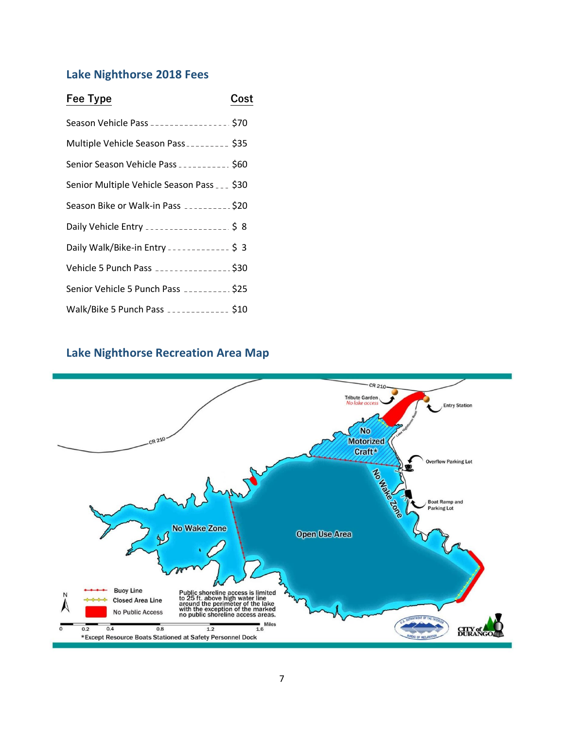## Lake Nighthorse 2018 Fees

| Fee Type | Cost |
|---|---|
| Season Vehicle Pass | $70 |
| Multiple Vehicle Season Pass | $35 |
| Senior Season Vehicle Pass | $60 |
| Senior Multiple Vehicle Season Pass | $30 |
| Season Bike or Walk-in Pass | $20 |
| Daily Vehicle Entry | $ 8 |
| Daily Walk/Bike-in Entry | $ 3 |
| Vehicle 5 Punch Pass | $30 |
| Senior Vehicle 5 Punch Pass | $25 |
| Walk/Bike 5 Punch Pass | $10 |

## Lake Nighthorse Recreation Area Map

CR 210

Tribute Garden
*No lake access*

Entry Station

Lake Nighthorse Road

No Motorized Craft*

Overflow Parking Lot

No Wake Zone

Boat Ramp and Parking Lot

No Wake Zone

Open Use Area

Buoy Line

Closed Area Line

No Public Access

Public shoreline access is limited to 25 ft. above high water line around the perimeter of the lake with the exception of the marked no public shoreline access areas.

N

0 0.2 0.4 0.8 1.2 1.6 Miles

*Except Resource Boats Stationed at Safety Personnel Dock

U.S. Department of the Interior Bureau of Reclamation

City of Durango